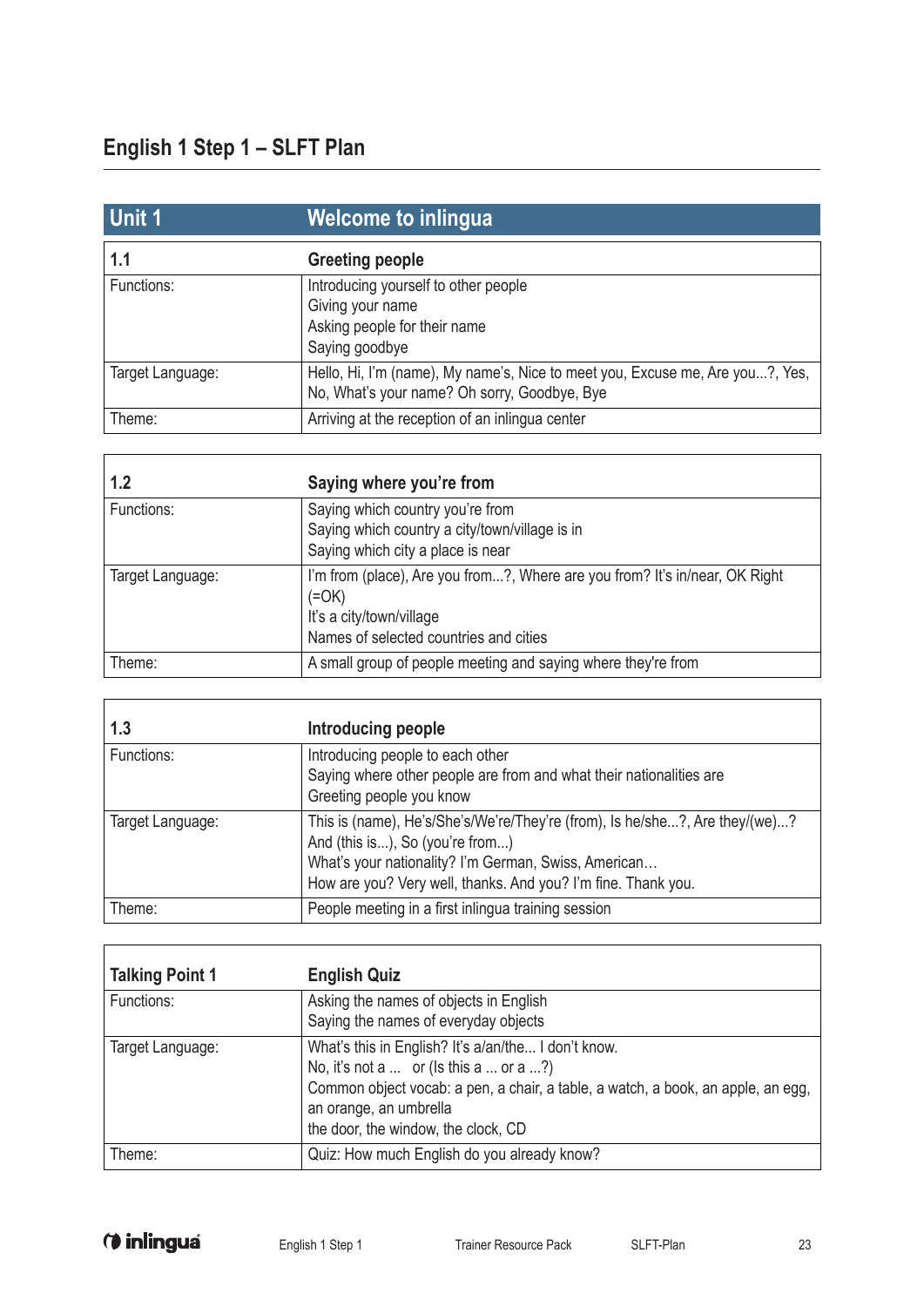# English 1 Step 1 – SLFT Plan

| Unit 1 | Welcome to inlingua |
|---|---|

| 1.1 | Greeting people |
|---|---|
| Functions: | Introducing yourself to other people<br>Giving your name<br>Asking people for their name<br>Saying goodbye |
| Target Language: | Hello, Hi, I'm (name), My name's, Nice to meet you, Excuse me, Are you...?, Yes, No, What's your name? Oh sorry, Goodbye, Bye |
| Theme: | Arriving at the reception of an inlingua center |

| 1.2 | Saying where you're from |
|---|---|
| Functions: | Saying which country you're from<br>Saying which country a city/town/village is in<br>Saying which city a place is near |
| Target Language: | I'm from (place), Are you from...?, Where are you from? It's in/near, OK Right (=OK)<br>It's a city/town/village<br>Names of selected countries and cities |
| Theme: | A small group of people meeting and saying where they're from |

| 1.3 | Introducing people |
|---|---|
| Functions: | Introducing people to each other<br>Saying where other people are from and what their nationalities are<br>Greeting people you know |
| Target Language: | This is (name), He's/She's/We're/They're (from), Is he/she...?, Are they/(we)...? And (this is...), So (you're from...)<br>What's your nationality? I'm German, Swiss, American…<br>How are you? Very well, thanks. And you? I'm fine. Thank you. |
| Theme: | People meeting in a first inlingua training session |

| Talking Point 1 | English Quiz |
|---|---|
| Functions: | Asking the names of objects in English<br>Saying the names of everyday objects |
| Target Language: | What's this in English? It's a/an/the... I don't know.<br>No, it's not a ... or (Is this a ... or a ...?)<br>Common object vocab: a pen, a chair, a table, a watch, a book, an apple, an egg, an orange, an umbrella<br>the door, the window, the clock, CD |
| Theme: | Quiz: How much English do you already know? |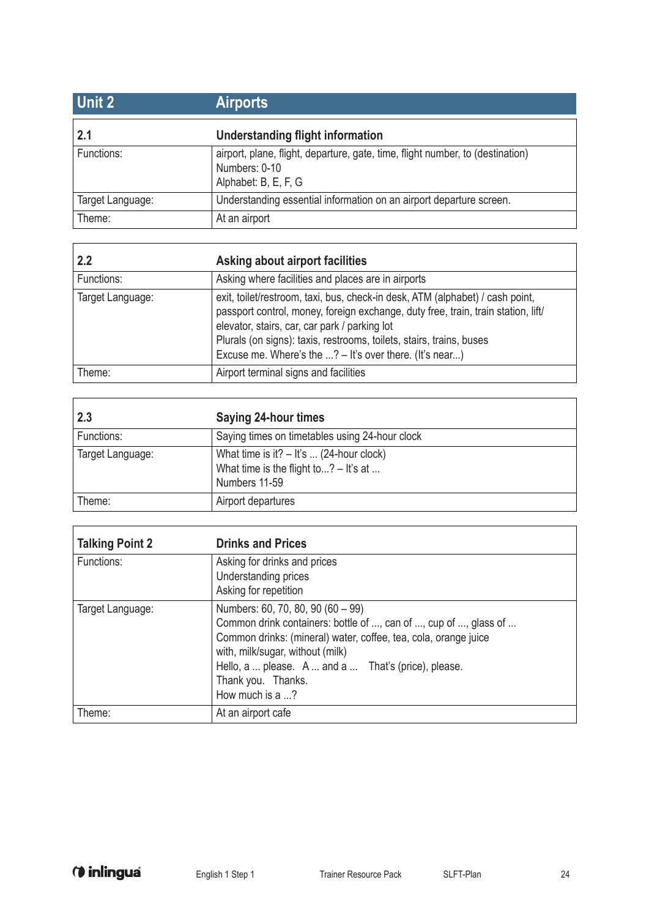## Unit 2 Airports

| 2.1 | Understanding flight information |
|---|---|
| Functions: | airport, plane, flight, departure, gate, time, flight number, to (destination)<br>Numbers: 0-10<br>Alphabet: B, E, F, G |
| Target Language: | Understanding essential information on an airport departure screen. |
| Theme: | At an airport |

| 2.2 | Asking about airport facilities |
|---|---|
| Functions: | Asking where facilities and places are in airports |
| Target Language: | exit, toilet/restroom, taxi, bus, check-in desk, ATM (alphabet) / cash point, passport control, money, foreign exchange, duty free, train, train station, lift/ elevator, stairs, car, car park / parking lot<br>Plurals (on signs): taxis, restrooms, toilets, stairs, trains, buses<br>Excuse me. Where's the ...? – It's over there. (It's near...) |
| Theme: | Airport terminal signs and facilities |

| 2.3 | Saying 24-hour times |
|---|---|
| Functions: | Saying times on timetables using 24-hour clock |
| Target Language: | What time is it? – It's ... (24-hour clock)<br>What time is the flight to...? – It's at ...<br>Numbers 11-59 |
| Theme: | Airport departures |

| Talking Point 2 | Drinks and Prices |
|---|---|
| Functions: | Asking for drinks and prices<br>Understanding prices<br>Asking for repetition |
| Target Language: | Numbers: 60, 70, 80, 90 (60 – 99)<br>Common drink containers: bottle of ..., can of ..., cup of ..., glass of ...<br>Common drinks: (mineral) water, coffee, tea, cola, orange juice<br>with, milk/sugar, without (milk)<br>Hello, a ... please. A ... and a ... That's (price), please.<br>Thank you. Thanks.<br>How much is a ...? |
| Theme: | At an airport cafe |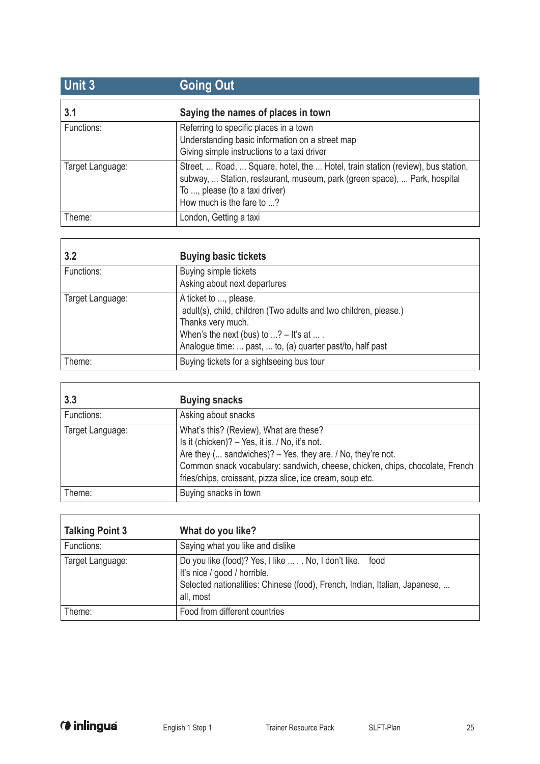## Unit 3 Going Out

| 3.1 | Saying the names of places in town |
|---|---|
| Functions: | Referring to specific places in a town<br>Understanding basic information on a street map<br>Giving simple instructions to a taxi driver |
| Target Language: | Street, ... Road, ... Square, hotel, the ... Hotel, train station (review), bus station, subway, ... Station, restaurant, museum, park (green space), ... Park, hospital<br>To ..., please (to a taxi driver)<br>How much is the fare to ...? |
| Theme: | London, Getting a taxi |

| 3.2 | Buying basic tickets |
|---|---|
| Functions: | Buying simple tickets<br>Asking about next departures |
| Target Language: | A ticket to ..., please.<br>adult(s), child, children (Two adults and two children, please.)<br>Thanks very much.<br>When's the next (bus) to ...? – It's at ... .<br>Analogue time: ... past, ... to, (a) quarter past/to, half past |
| Theme: | Buying tickets for a sightseeing bus tour |

| 3.3 | Buying snacks |
|---|---|
| Functions: | Asking about snacks |
| Target Language: | What's this? (Review), What are these?<br>Is it (chicken)? – Yes, it is. / No, it's not.<br>Are they (... sandwiches)? – Yes, they are. / No, they're not.<br>Common snack vocabulary: sandwich, cheese, chicken, chips, chocolate, French fries/chips, croissant, pizza slice, ice cream, soup etc. |
| Theme: | Buying snacks in town |

| Talking Point 3 | What do you like? |
|---|---|
| Functions: | Saying what you like and dislike |
| Target Language: | Do you like (food)? Yes, I like ... . . No, I don't like. food<br>It's nice / good / horrible.<br>Selected nationalities: Chinese (food), French, Indian, Italian, Japanese, ...<br>all, most |
| Theme: | Food from different countries |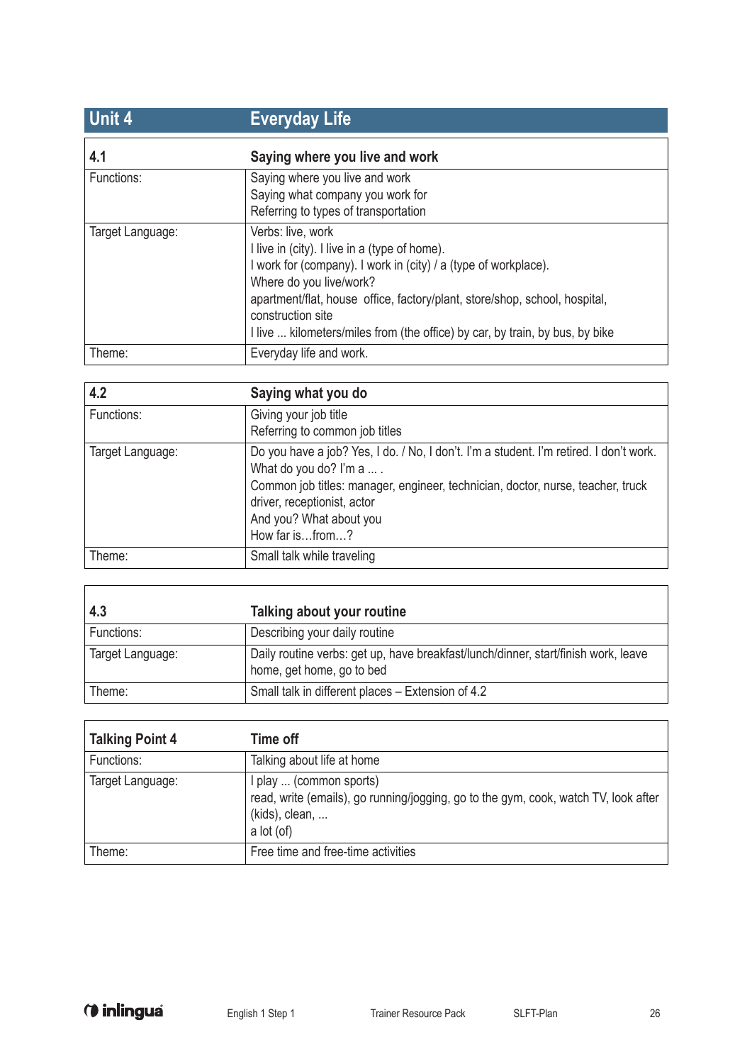## Unit 4 Everyday Life

| 4.1 | Saying where you live and work |
|---|---|
| Functions: | Saying where you live and work<br>Saying what company you work for<br>Referring to types of transportation |
| Target Language: | Verbs: live, work<br>I live in (city). I live in a (type of home).<br>I work for (company). I work in (city) / a (type of workplace).<br>Where do you live/work?<br>apartment/flat, house office, factory/plant, store/shop, school, hospital, construction site<br>I live ... kilometers/miles from (the office) by car, by train, by bus, by bike |
| Theme: | Everyday life and work. |

| 4.2 | Saying what you do |
|---|---|
| Functions: | Giving your job title<br>Referring to common job titles |
| Target Language: | Do you have a job? Yes, I do. / No, I don't. I'm a student. I'm retired. I don't work.<br>What do you do? I'm a ... .<br>Common job titles: manager, engineer, technician, doctor, nurse, teacher, truck driver, receptionist, actor<br>And you? What about you<br>How far is…from…? |
| Theme: | Small talk while traveling |

| 4.3 | Talking about your routine |
|---|---|
| Functions: | Describing your daily routine |
| Target Language: | Daily routine verbs: get up, have breakfast/lunch/dinner, start/finish work, leave home, get home, go to bed |
| Theme: | Small talk in different places – Extension of 4.2 |

| Talking Point 4 | Time off |
|---|---|
| Functions: | Talking about life at home |
| Target Language: | I play ... (common sports)<br>read, write (emails), go running/jogging, go to the gym, cook, watch TV, look after (kids), clean, ...<br>a lot (of) |
| Theme: | Free time and free-time activities |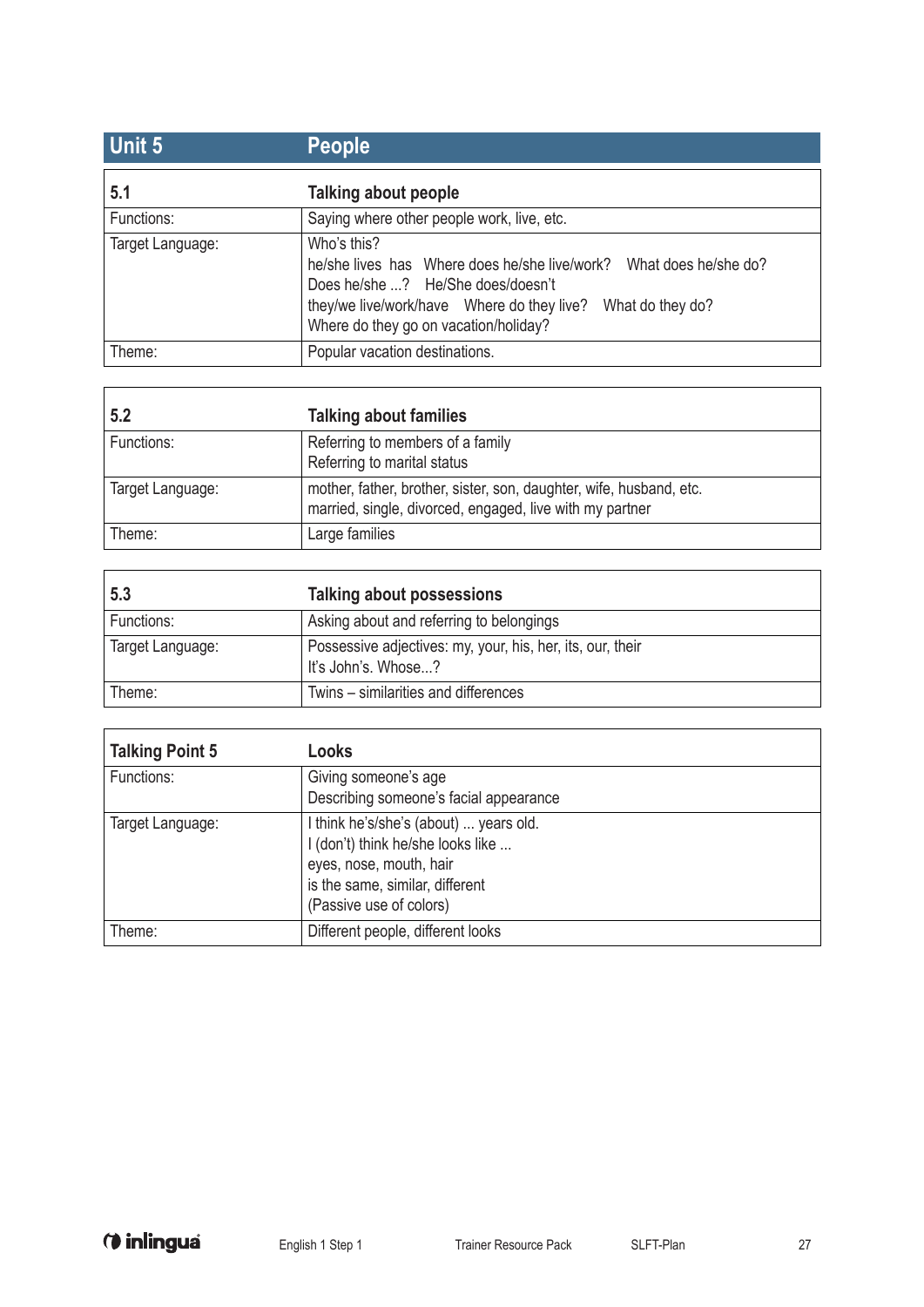## Unit 5 People

| 5.1 | Talking about people |
| --- | --- |
| Functions: | Saying where other people work, live, etc. |
| Target Language: | Who's this?<br>he/she lives has Where does he/she live/work? What does he/she do?<br>Does he/she ...? He/She does/doesn't<br>they/we live/work/have Where do they live? What do they do?<br>Where do they go on vacation/holiday? |
| Theme: | Popular vacation destinations. |

| 5.2 | Talking about families |
| --- | --- |
| Functions: | Referring to members of a family<br>Referring to marital status |
| Target Language: | mother, father, brother, sister, son, daughter, wife, husband, etc.<br>married, single, divorced, engaged, live with my partner |
| Theme: | Large families |

| 5.3 | Talking about possessions |
| --- | --- |
| Functions: | Asking about and referring to belongings |
| Target Language: | Possessive adjectives: my, your, his, her, its, our, their<br>It's John's. Whose...? |
| Theme: | Twins – similarities and differences |

| Talking Point 5 | Looks |
| --- | --- |
| Functions: | Giving someone's age<br>Describing someone's facial appearance |
| Target Language: | I think he's/she's (about) ... years old.<br>I (don't) think he/she looks like ...<br>eyes, nose, mouth, hair<br>is the same, similar, different<br>(Passive use of colors) |
| Theme: | Different people, different looks |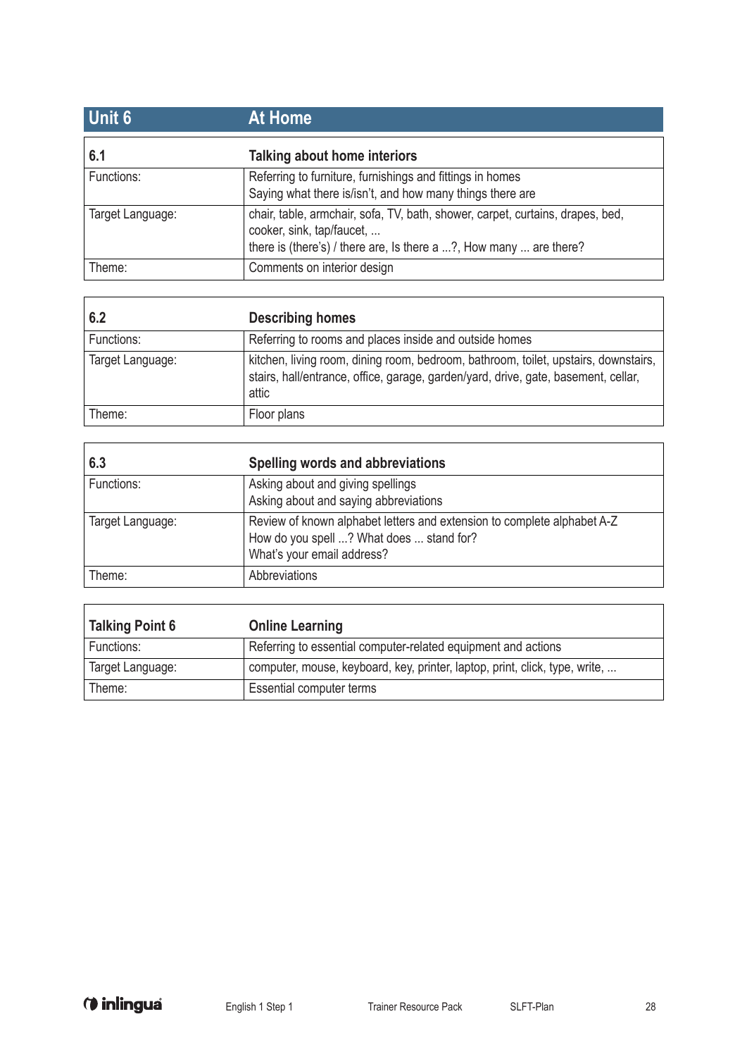## Unit 6 At Home

| 6.1 | Talking about home interiors |
|---|---|
| Functions: | Referring to furniture, furnishings and fittings in homes<br>Saying what there is/isn't, and how many things there are |
| Target Language: | chair, table, armchair, sofa, TV, bath, shower, carpet, curtains, drapes, bed, cooker, sink, tap/faucet, ...<br>there is (there's) / there are, Is there a ...?, How many ... are there? |
| Theme: | Comments on interior design |

| 6.2 | Describing homes |
|---|---|
| Functions: | Referring to rooms and places inside and outside homes |
| Target Language: | kitchen, living room, dining room, bedroom, bathroom, toilet, upstairs, downstairs, stairs, hall/entrance, office, garage, garden/yard, drive, gate, basement, cellar, attic |
| Theme: | Floor plans |

| 6.3 | Spelling words and abbreviations |
|---|---|
| Functions: | Asking about and giving spellings<br>Asking about and saying abbreviations |
| Target Language: | Review of known alphabet letters and extension to complete alphabet A-Z<br>How do you spell ...? What does ... stand for?<br>What's your email address? |
| Theme: | Abbreviations |

| Talking Point 6 | Online Learning |
|---|---|
| Functions: | Referring to essential computer-related equipment and actions |
| Target Language: | computer, mouse, keyboard, key, printer, laptop, print, click, type, write, ... |
| Theme: | Essential computer terms |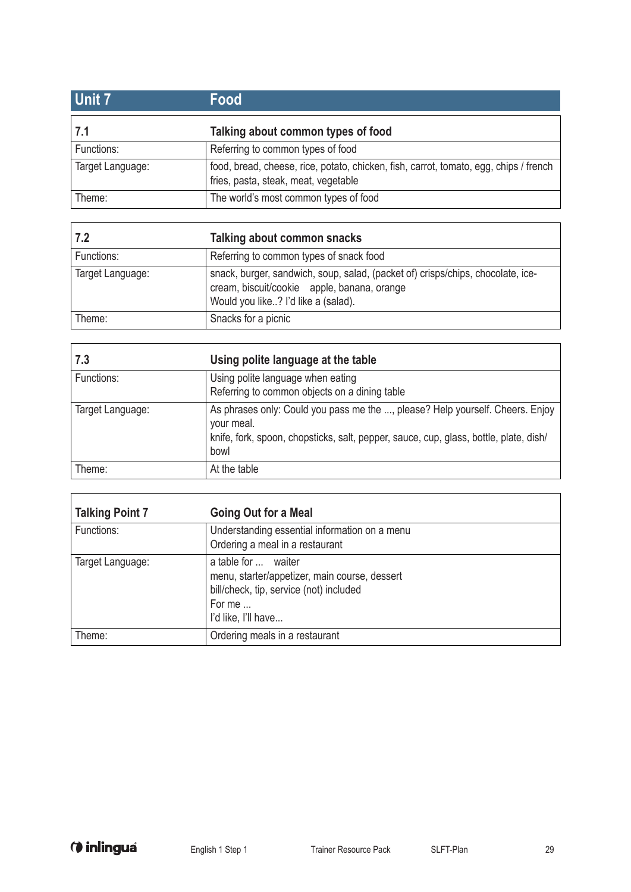## Unit 7 Food

| 7.1 | Talking about common types of food |
| --- | --- |
| Functions: | Referring to common types of food |
| Target Language: | food, bread, cheese, rice, potato, chicken, fish, carrot, tomato, egg, chips / french fries, pasta, steak, meat, vegetable |
| Theme: | The world's most common types of food |

| 7.2 | Talking about common snacks |
| --- | --- |
| Functions: | Referring to common types of snack food |
| Target Language: | snack, burger, sandwich, soup, salad, (packet of) crisps/chips, chocolate, ice-cream, biscuit/cookie apple, banana, orange<br>Would you like..? I'd like a (salad). |
| Theme: | Snacks for a picnic |

| 7.3 | Using polite language at the table |
| --- | --- |
| Functions: | Using polite language when eating<br>Referring to common objects on a dining table |
| Target Language: | As phrases only: Could you pass me the ..., please? Help yourself. Cheers. Enjoy your meal.<br>knife, fork, spoon, chopsticks, salt, pepper, sauce, cup, glass, bottle, plate, dish/bowl |
| Theme: | At the table |

| Talking Point 7 | Going Out for a Meal |
| --- | --- |
| Functions: | Understanding essential information on a menu<br>Ordering a meal in a restaurant |
| Target Language: | a table for ... waiter<br>menu, starter/appetizer, main course, dessert<br>bill/check, tip, service (not) included<br>For me ...<br>I'd like, I'll have... |
| Theme: | Ordering meals in a restaurant |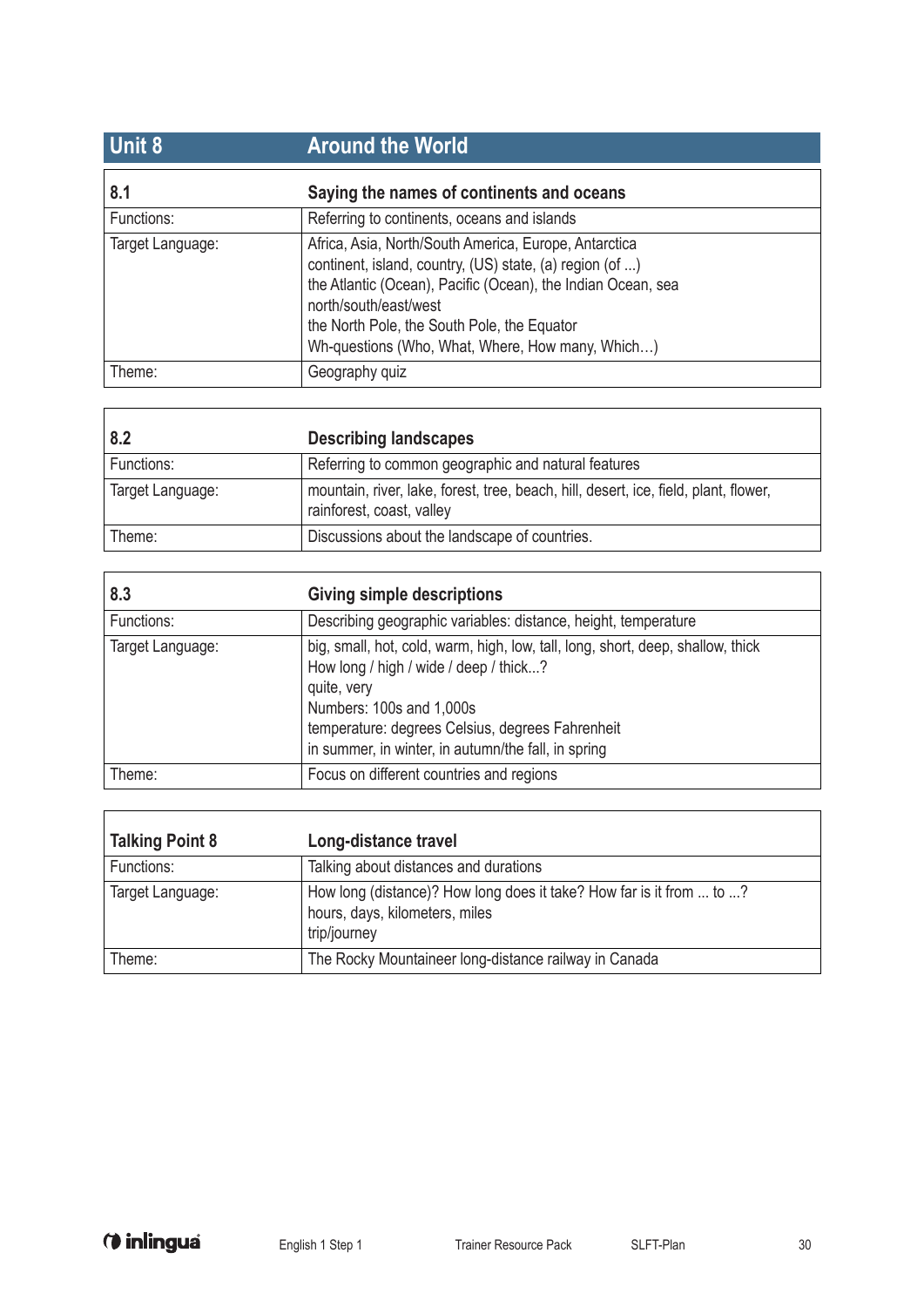## Unit 8 — Around the World

| 8.1 | Saying the names of continents and oceans |
|---|---|
| Functions: | Referring to continents, oceans and islands |
| Target Language: | Africa, Asia, North/South America, Europe, Antarctica<br>continent, island, country, (US) state, (a) region (of ...)<br>the Atlantic (Ocean), Pacific (Ocean), the Indian Ocean, sea<br>north/south/east/west<br>the North Pole, the South Pole, the Equator<br>Wh-questions (Who, What, Where, How many, Which…) |
| Theme: | Geography quiz |

| 8.2 | Describing landscapes |
|---|---|
| Functions: | Referring to common geographic and natural features |
| Target Language: | mountain, river, lake, forest, tree, beach, hill, desert, ice, field, plant, flower, rainforest, coast, valley |
| Theme: | Discussions about the landscape of countries. |

| 8.3 | Giving simple descriptions |
|---|---|
| Functions: | Describing geographic variables: distance, height, temperature |
| Target Language: | big, small, hot, cold, warm, high, low, tall, long, short, deep, shallow, thick<br>How long / high / wide / deep / thick...?<br>quite, very<br>Numbers: 100s and 1,000s<br>temperature: degrees Celsius, degrees Fahrenheit<br>in summer, in winter, in autumn/the fall, in spring |
| Theme: | Focus on different countries and regions |

| Talking Point 8 | Long-distance travel |
|---|---|
| Functions: | Talking about distances and durations |
| Target Language: | How long (distance)? How long does it take? How far is it from ... to ...?<br>hours, days, kilometers, miles<br>trip/journey |
| Theme: | The Rocky Mountaineer long-distance railway in Canada |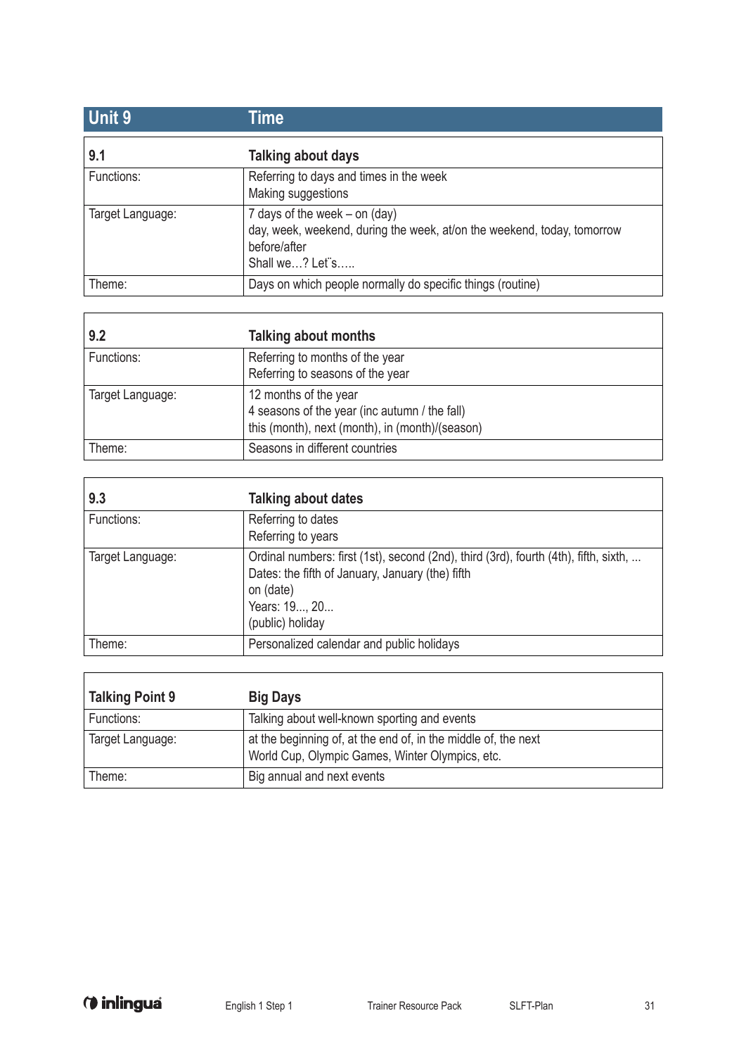## Unit 9 — Time

| 9.1 | Talking about days |
|---|---|
| Functions: | Referring to days and times in the week<br>Making suggestions |
| Target Language: | 7 days of the week – on (day)<br>day, week, weekend, during the week, at/on the weekend, today, tomorrow<br>before/after<br>Shall we…? Let¨s….. |
| Theme: | Days on which people normally do specific things (routine) |

| 9.2 | Talking about months |
|---|---|
| Functions: | Referring to months of the year<br>Referring to seasons of the year |
| Target Language: | 12 months of the year<br>4 seasons of the year (inc autumn / the fall)<br>this (month), next (month), in (month)/(season) |
| Theme: | Seasons in different countries |

| 9.3 | Talking about dates |
|---|---|
| Functions: | Referring to dates<br>Referring to years |
| Target Language: | Ordinal numbers: first (1st), second (2nd), third (3rd), fourth (4th), fifth, sixth, ...<br>Dates: the fifth of January, January (the) fifth<br>on (date)<br>Years: 19..., 20...<br>(public) holiday |
| Theme: | Personalized calendar and public holidays |

| Talking Point 9 | Big Days |
|---|---|
| Functions: | Talking about well-known sporting and events |
| Target Language: | at the beginning of, at the end of, in the middle of, the next<br>World Cup, Olympic Games, Winter Olympics, etc. |
| Theme: | Big annual and next events |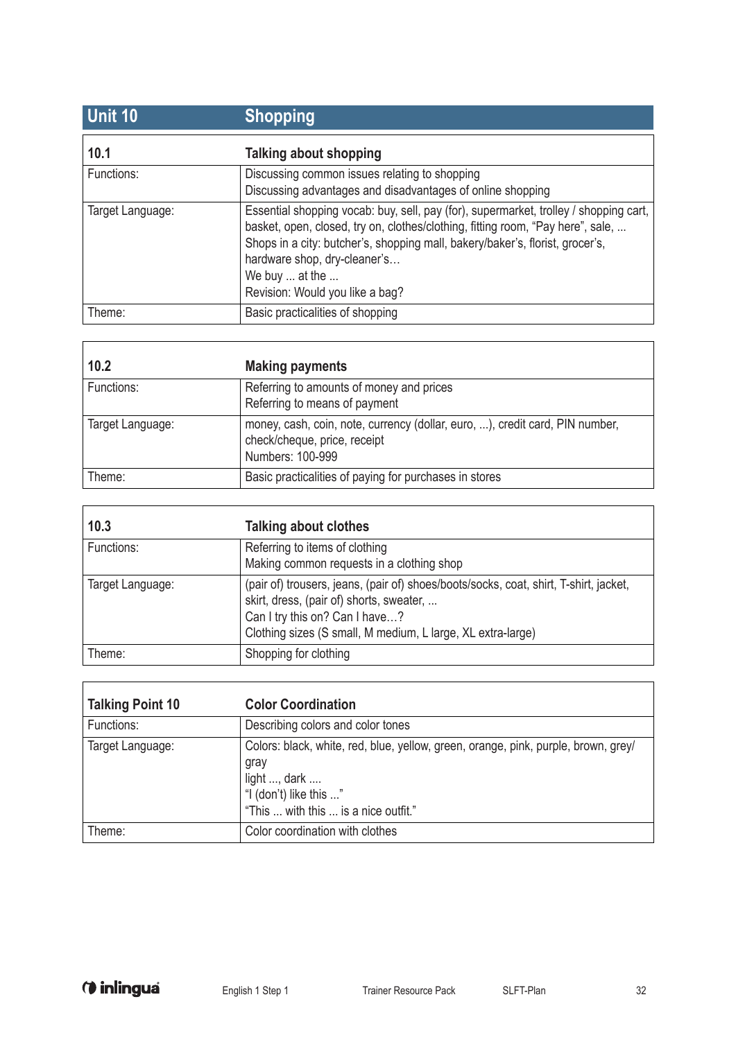## Unit 10 Shopping

| 10.1 | Talking about shopping |
|---|---|
| Functions: | Discussing common issues relating to shopping<br>Discussing advantages and disadvantages of online shopping |
| Target Language: | Essential shopping vocab: buy, sell, pay (for), supermarket, trolley / shopping cart, basket, open, closed, try on, clothes/clothing, fitting room, "Pay here", sale, ...<br>Shops in a city: butcher's, shopping mall, bakery/baker's, florist, grocer's, hardware shop, dry-cleaner's…<br>We buy ... at the ...<br>Revision: Would you like a bag? |
| Theme: | Basic practicalities of shopping |

| 10.2 | Making payments |
|---|---|
| Functions: | Referring to amounts of money and prices<br>Referring to means of payment |
| Target Language: | money, cash, coin, note, currency (dollar, euro, ...), credit card, PIN number, check/cheque, price, receipt<br>Numbers: 100-999 |
| Theme: | Basic practicalities of paying for purchases in stores |

| 10.3 | Talking about clothes |
|---|---|
| Functions: | Referring to items of clothing<br>Making common requests in a clothing shop |
| Target Language: | (pair of) trousers, jeans, (pair of) shoes/boots/socks, coat, shirt, T-shirt, jacket, skirt, dress, (pair of) shorts, sweater, ...<br>Can I try this on? Can I have…?<br>Clothing sizes (S small, M medium, L large, XL extra-large) |
| Theme: | Shopping for clothing |

| Talking Point 10 | Color Coordination |
|---|---|
| Functions: | Describing colors and color tones |
| Target Language: | Colors: black, white, red, blue, yellow, green, orange, pink, purple, brown, grey/gray<br>light ..., dark ....<br>"I (don't) like this ..."<br>"This ... with this ... is a nice outfit." |
| Theme: | Color coordination with clothes |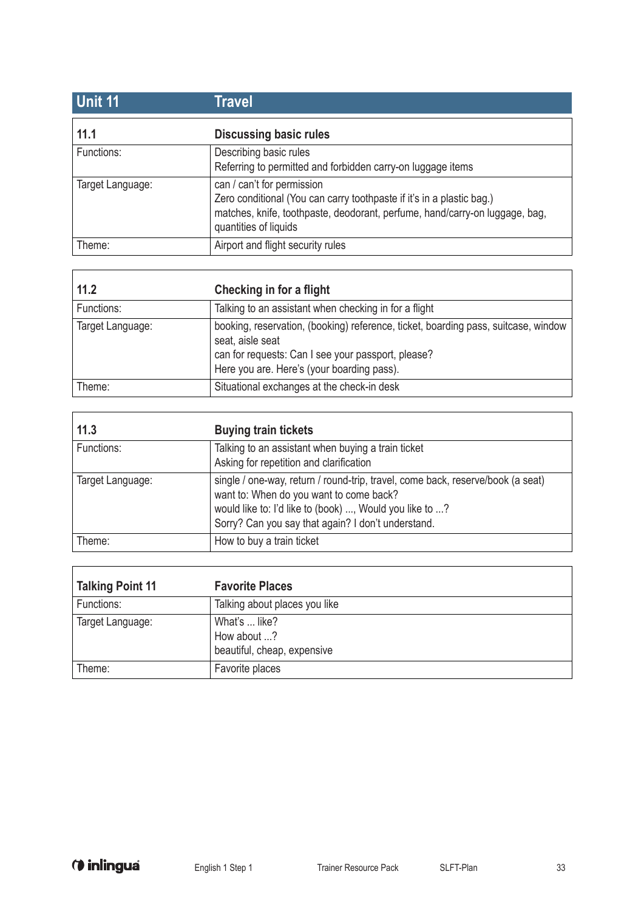## Unit 11 Travel

| 11.1 | Discussing basic rules |
|---|---|
| Functions: | Describing basic rules<br>Referring to permitted and forbidden carry-on luggage items |
| Target Language: | can / can't for permission<br>Zero conditional (You can carry toothpaste if it's in a plastic bag.)<br>matches, knife, toothpaste, deodorant, perfume, hand/carry-on luggage, bag, quantities of liquids |
| Theme: | Airport and flight security rules |

| 11.2 | Checking in for a flight |
|---|---|
| Functions: | Talking to an assistant when checking in for a flight |
| Target Language: | booking, reservation, (booking) reference, ticket, boarding pass, suitcase, window seat, aisle seat<br>can for requests: Can I see your passport, please?<br>Here you are. Here's (your boarding pass). |
| Theme: | Situational exchanges at the check-in desk |

| 11.3 | Buying train tickets |
|---|---|
| Functions: | Talking to an assistant when buying a train ticket<br>Asking for repetition and clarification |
| Target Language: | single / one-way, return / round-trip, travel, come back, reserve/book (a seat)<br>want to: When do you want to come back?<br>would like to: I'd like to (book) ..., Would you like to ...?<br>Sorry? Can you say that again? I don't understand. |
| Theme: | How to buy a train ticket |

| Talking Point 11 | Favorite Places |
|---|---|
| Functions: | Talking about places you like |
| Target Language: | What's ... like?<br>How about ...?<br>beautiful, cheap, expensive |
| Theme: | Favorite places |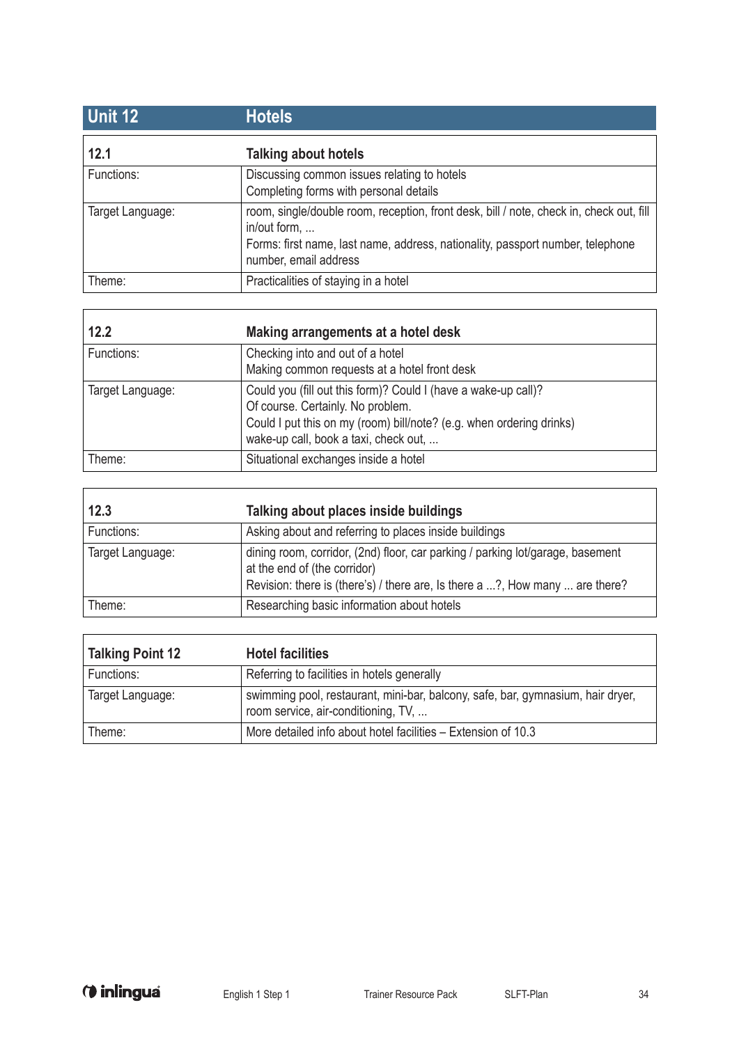# Unit 12 Hotels

| 12.1 | Talking about hotels |
|---|---|
| Functions: | Discussing common issues relating to hotels<br>Completing forms with personal details |
| Target Language: | room, single/double room, reception, front desk, bill / note, check in, check out, fill in/out form, ...<br>Forms: first name, last name, address, nationality, passport number, telephone number, email address |
| Theme: | Practicalities of staying in a hotel |

| 12.2 | Making arrangements at a hotel desk |
|---|---|
| Functions: | Checking into and out of a hotel<br>Making common requests at a hotel front desk |
| Target Language: | Could you (fill out this form)? Could I (have a wake-up call)?<br>Of course. Certainly. No problem.<br>Could I put this on my (room) bill/note? (e.g. when ordering drinks)<br>wake-up call, book a taxi, check out, ... |
| Theme: | Situational exchanges inside a hotel |

| 12.3 | Talking about places inside buildings |
|---|---|
| Functions: | Asking about and referring to places inside buildings |
| Target Language: | dining room, corridor, (2nd) floor, car parking / parking lot/garage, basement at the end of (the corridor)<br>Revision: there is (there's) / there are, Is there a ...?, How many ... are there? |
| Theme: | Researching basic information about hotels |

| Talking Point 12 | Hotel facilities |
|---|---|
| Functions: | Referring to facilities in hotels generally |
| Target Language: | swimming pool, restaurant, mini-bar, balcony, safe, bar, gymnasium, hair dryer, room service, air-conditioning, TV, ... |
| Theme: | More detailed info about hotel facilities – Extension of 10.3 |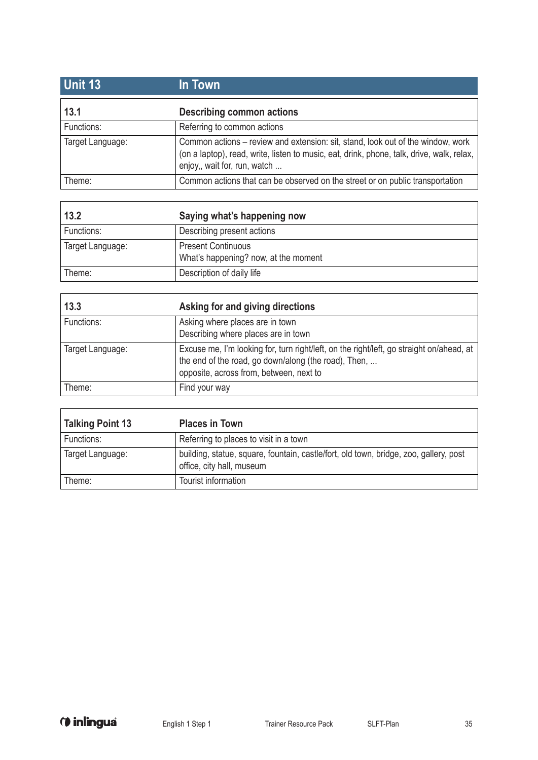# Unit 13 In Town

| 13.1 | Describing common actions |
|---|---|
| Functions: | Referring to common actions |
| Target Language: | Common actions – review and extension: sit, stand, look out of the window, work (on a laptop), read, write, listen to music, eat, drink, phone, talk, drive, walk, relax, enjoy,, wait for, run, watch ... |
| Theme: | Common actions that can be observed on the street or on public transportation |

| 13.2 | Saying what's happening now |
|---|---|
| Functions: | Describing present actions |
| Target Language: | Present Continuous<br>What's happening? now, at the moment |
| Theme: | Description of daily life |

| 13.3 | Asking for and giving directions |
|---|---|
| Functions: | Asking where places are in town<br>Describing where places are in town |
| Target Language: | Excuse me, I'm looking for, turn right/left, on the right/left, go straight on/ahead, at the end of the road, go down/along (the road), Then, ...<br>opposite, across from, between, next to |
| Theme: | Find your way |

| Talking Point 13 | Places in Town |
|---|---|
| Functions: | Referring to places to visit in a town |
| Target Language: | building, statue, square, fountain, castle/fort, old town, bridge, zoo, gallery, post office, city hall, museum |
| Theme: | Tourist information |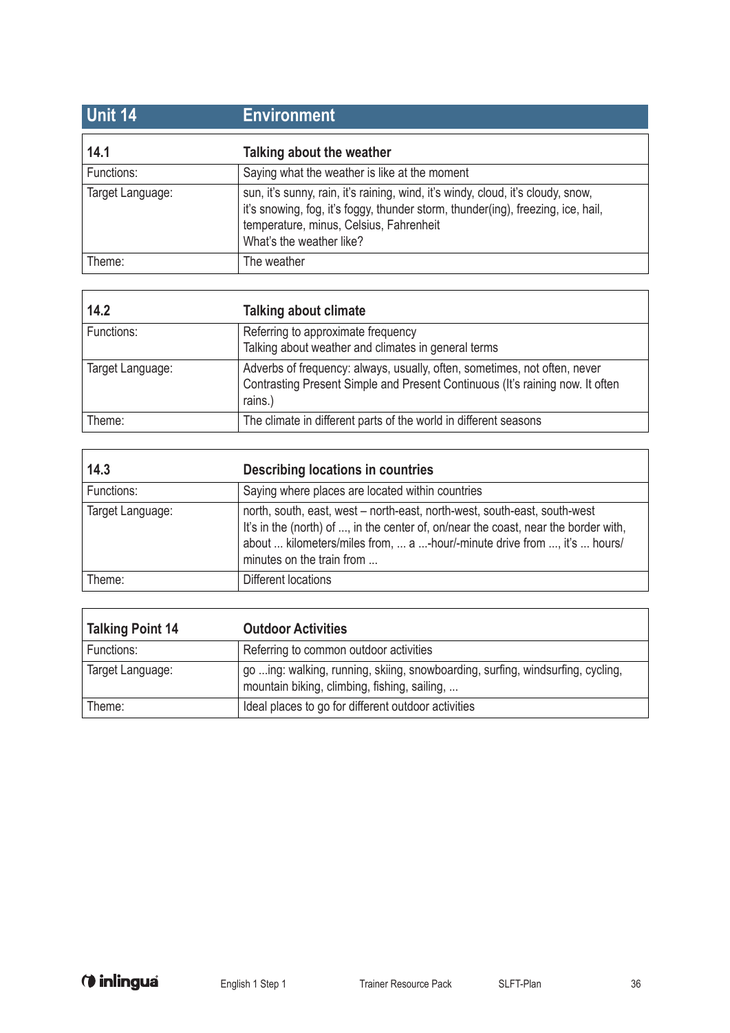## Unit 14 Environment

| 14.1 | Talking about the weather |
|---|---|
| Functions: | Saying what the weather is like at the moment |
| Target Language: | sun, it's sunny, rain, it's raining, wind, it's windy, cloud, it's cloudy, snow, it's snowing, fog, it's foggy, thunder storm, thunder(ing), freezing, ice, hail, temperature, minus, Celsius, Fahrenheit<br>What's the weather like? |
| Theme: | The weather |

| 14.2 | Talking about climate |
|---|---|
| Functions: | Referring to approximate frequency<br>Talking about weather and climates in general terms |
| Target Language: | Adverbs of frequency: always, usually, often, sometimes, not often, never<br>Contrasting Present Simple and Present Continuous (It's raining now. It often rains.) |
| Theme: | The climate in different parts of the world in different seasons |

| 14.3 | Describing locations in countries |
|---|---|
| Functions: | Saying where places are located within countries |
| Target Language: | north, south, east, west – north-east, north-west, south-east, south-west<br>It's in the (north) of ..., in the center of, on/near the coast, near the border with, about ... kilometers/miles from, ... a ...-hour/-minute drive from ..., it's ... hours/minutes on the train from ... |
| Theme: | Different locations |

| Talking Point 14 | Outdoor Activities |
|---|---|
| Functions: | Referring to common outdoor activities |
| Target Language: | go ...ing: walking, running, skiing, snowboarding, surfing, windsurfing, cycling, mountain biking, climbing, fishing, sailing, ... |
| Theme: | Ideal places to go for different outdoor activities |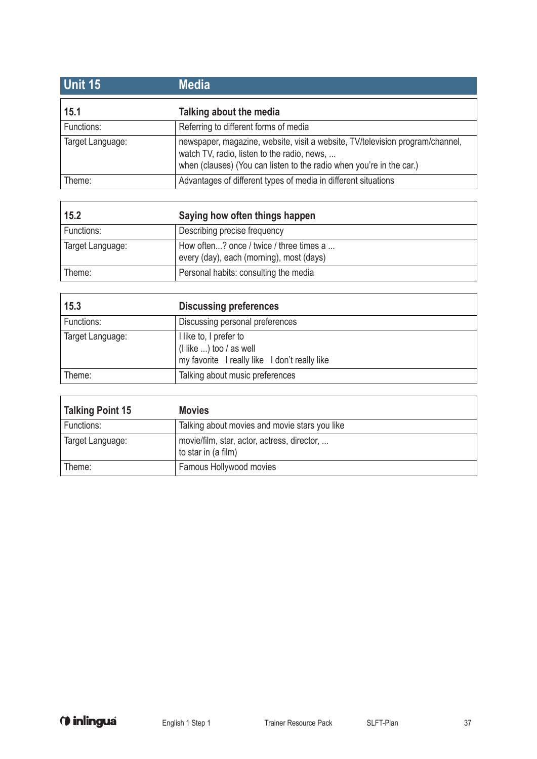# Unit 15 Media

| 15.1 | Talking about the media |
|---|---|
| Functions: | Referring to different forms of media |
| Target Language: | newspaper, magazine, website, visit a website, TV/television program/channel, watch TV, radio, listen to the radio, news, ...<br>when (clauses) (You can listen to the radio when you're in the car.) |
| Theme: | Advantages of different types of media in different situations |

| 15.2 | Saying how often things happen |
|---|---|
| Functions: | Describing precise frequency |
| Target Language: | How often...? once / twice / three times a ...<br>every (day), each (morning), most (days) |
| Theme: | Personal habits: consulting the media |

| 15.3 | Discussing preferences |
|---|---|
| Functions: | Discussing personal preferences |
| Target Language: | I like to, I prefer to<br>(I like ...) too / as well<br>my favorite I really like I don't really like |
| Theme: | Talking about music preferences |

| Talking Point 15 | Movies |
|---|---|
| Functions: | Talking about movies and movie stars you like |
| Target Language: | movie/film, star, actor, actress, director, ...<br>to star in (a film) |
| Theme: | Famous Hollywood movies |